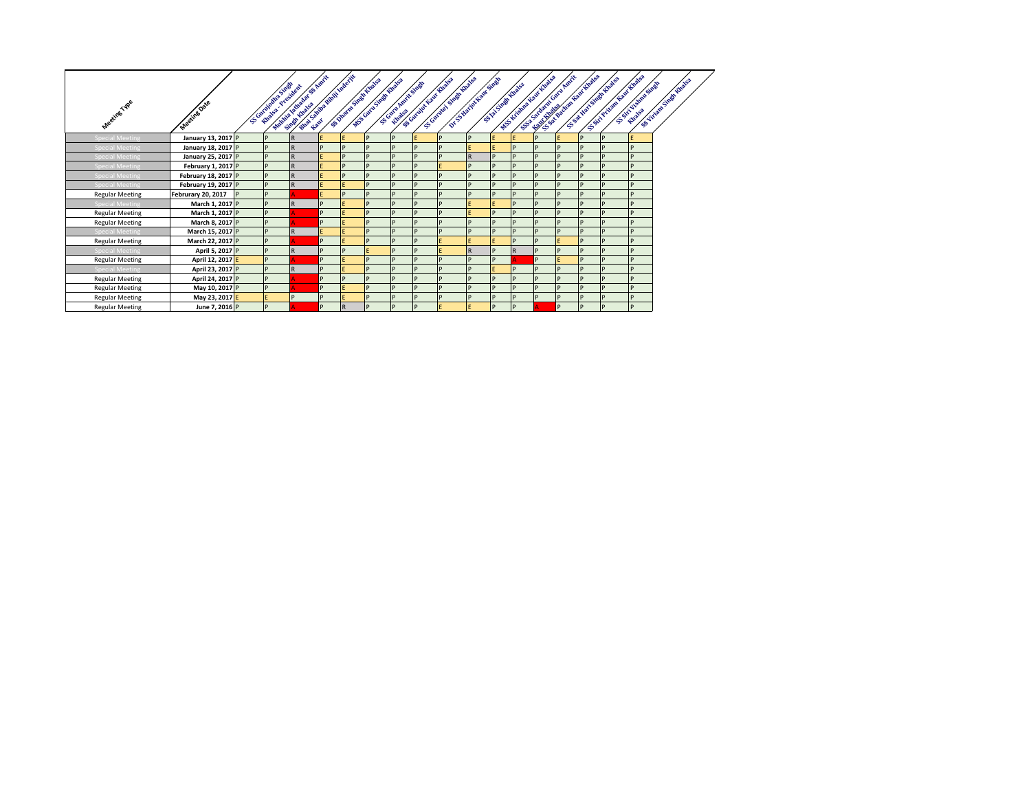| Meeting Type | Meeting Date | SS Gurujodha Singh Khalsa - President | Mukhia Jathedar SS Amrit Singh Khalsa | Bhai Sahiba Bibiji Inderjit Kaur | SS Dharm Singh Khalsa | MSS Guru Singh Khalsa | SS Guru Amrit Singh Khalsa | SS Gurujot Kaur Khalsa | SS Gurutej Singh Khalsa | Dr SS Harjot Kaur Singh | SS Jai Singh Khalsa | MSS Krishna Kaur Khalsa | SSSa Sardarni Guru Amrit Kaur Khalsa | SS Sat Bachan Kaur Khalsa | SS Sat Hari Singh Khalsa | SS Siri Pritam Kaur Khalsa | SS Siri Vishnu Singh Khalsa | SS Viriam Singh Khalsa |
|---|---|---|---|---|---|---|---|---|---|---|---|---|---|---|---|---|---|---|
| Special Meeting | January 13, 2017 | P | P | R | E | E | P | P | E | P | P | E | E | P | E | P | P | E |
| Special Meeting | January 18, 2017 | P | P | R | P | P | P | P | P | P | E | E | P | P | P | P | P | P |
| Special Meeting | January 25, 2017 | P | P | R | E | P | P | P | P | P | R | P | P | P | P | P | P | P |
| Special Meeting | February 1, 2017 | P | P | R | E | P | P | P | P | E | P | P | P | P | P | P | P | P |
| Special Meeting | February 18, 2017 | P | P | R | E | P | P | P | P | P | P | P | P | P | P | P | P | P |
| Special Meeting | February 19, 2017 | P | P | R | E | E | P | P | P | P | P | P | P | P | P | P | P | P |
| Regular Meeting | Februrary 20, 2017 | P | P | A | E | P | P | P | P | P | P | P | P | P | P | P | P | P |
| Special Meeting | March 1, 2017 | P | P | R | P | E | P | P | P | P | E | E | P | P | P | P | P | P |
| Regular Meeting | March 1, 2017 | P | P | A | P | E | P | P | P | P | E | P | P | P | P | P | P | P |
| Regular Meeting | March 8, 2017 | P | P | A | P | E | P | P | P | P | P | P | P | P | P | P | P | P |
| Special Meeting | March 15, 2017 | P | P | R | E | E | P | P | P | P | P | P | P | P | P | P | P | P |
| Regular Meeting | March 22, 2017 | P | P | A | P | E | P | P | P | E | E | E | P | P | E | P | P | P |
| Special Meeting | April 5, 2017 | P | P | R | P | P | E | P | P | E | R | P | R | P | P | P | P | P |
| Regular Meeting | April 12, 2017 | E | P | A | P | E | P | P | P | P | P | P | A | P | E | P | P | P |
| Special Meeting | April 23, 2017 | P | P | R | P | E | P | P | P | P | P | E | P | P | P | P | P | P |
| Regular Meeting | April 24, 2017 | P | P | A | P | P | P | P | P | P | P | P | P | P | P | P | P | P |
| Regular Meeting | May 10, 2017 | P | P | A | P | E | P | P | P | P | P | P | P | P | P | P | P | P |
| Regular Meeting | May 23, 2017 | E | E | P | P | E | P | P | P | P | P | P | P | P | P | P | P | P |
| Regular Meeting | June 7, 2016 | P | P | A | P | R | P | P | P | E | E | P | P | A | P | P | P | P |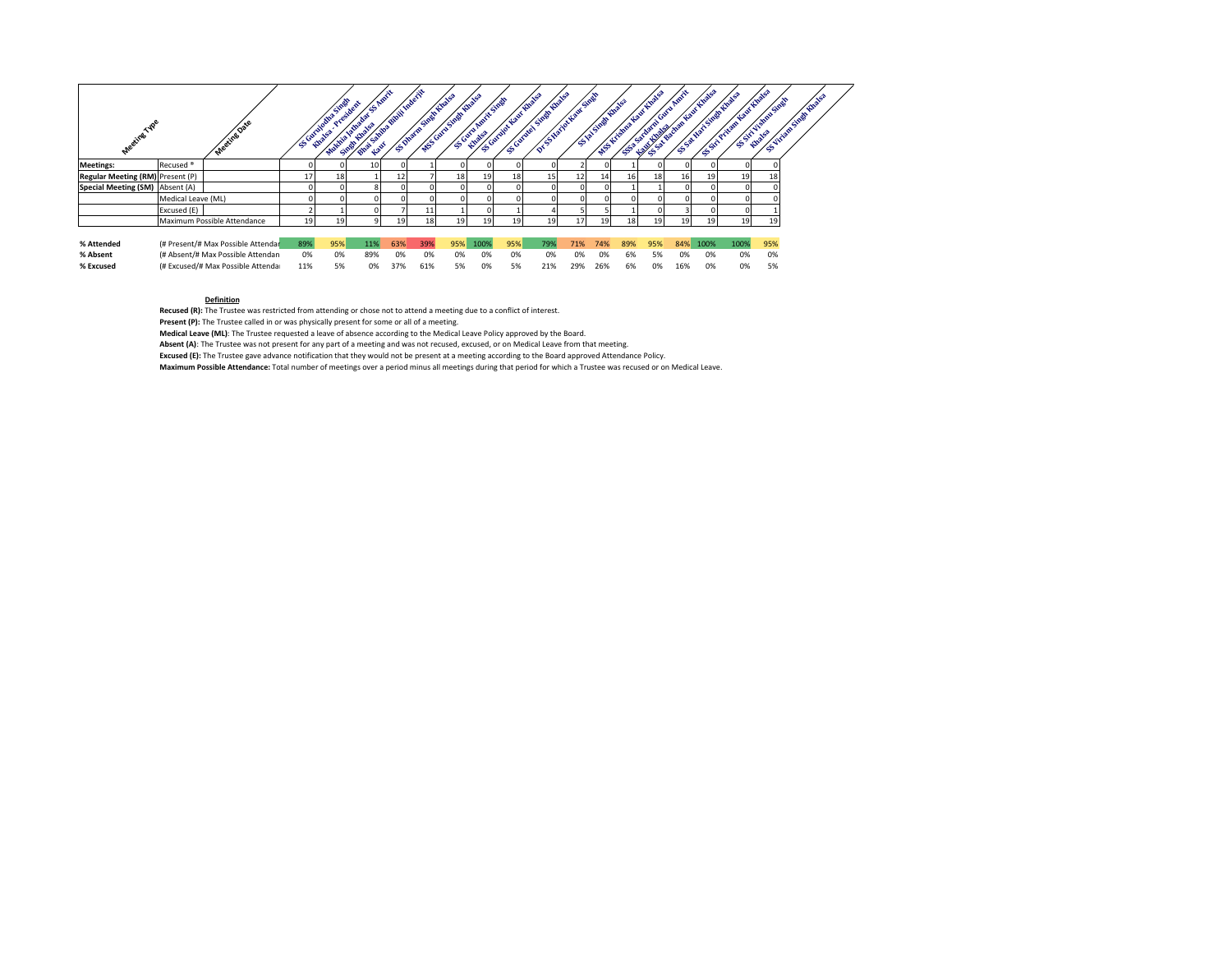| Meeting Type | Meeting Date | SS Gurujodha Singh Khalsa - President | Mukhia Jathedar SS Amrit Singh Khalsa | Bhai Sahiba Bibiji Inderjit Kaur | SS Dharm Singh Khalsa | MSS Guru Singh Khalsa | SS Guru Amrit Singh Khalsa | SS Gurujot Kaur Khalsa | SS Gurutej Singh Khalsa | Dr SS Harjot Kaur Singh | SS Jai Singh Khalsa | MSS Krishna Kaur Khalsa | SSSa Sardarni Guru Amrit Kaur Khalsa | SS Sat Bachan Kaur Khalsa | SS Sat Hari Singh Khalsa | SS Siri Pritam Kaur Khalsa | SS Siri Vishnu Singh Khalsa | SS Viriam Singh Khalsa |
|---|---|---|---|---|---|---|---|---|---|---|---|---|---|---|---|---|---|---|
| **Meetings:** | Recused ® | 0 | 0 | 10 | 0 | 1 | 0 | 0 | 0 | 0 | 2 | 0 | 1 | 0 | 0 | 0 | 0 | 0 |
| **Regular Meeting (RM)** | Present (P) | 17 | 18 | 1 | 12 | 7 | 18 | 19 | 18 | 15 | 12 | 14 | 16 | 18 | 16 | 19 | 19 | 18 |
| **Special Meeting (SM)** | Absent (A) | 0 | 0 | 8 | 0 | 0 | 0 | 0 | 0 | 0 | 0 | 0 | 1 | 1 | 0 | 0 | 0 | 0 |
| | Medical Leave (ML) | 0 | 0 | 0 | 0 | 0 | 0 | 0 | 0 | 0 | 0 | 0 | 0 | 0 | 0 | 0 | 0 | 0 |
| | Excused (E) | 2 | 1 | 0 | 7 | 11 | 1 | 0 | 1 | 4 | 5 | 5 | 1 | 0 | 3 | 0 | 0 | 1 |
| | Maximum Possible Attendance | 19 | 19 | 9 | 19 | 18 | 19 | 19 | 19 | 19 | 17 | 19 | 18 | 19 | 19 | 19 | 19 | 19 |
| **% Attended** | (# Present/# Max Possible Attendar | 89% | 95% | 11% | 63% | 39% | 95% | 100% | 95% | 79% | 71% | 74% | 89% | 95% | 84% | 100% | 100% | 95% |
| **% Absent** | (# Absent/# Max Possible Attendan | 0% | 0% | 89% | 0% | 0% | 0% | 0% | 0% | 0% | 0% | 0% | 6% | 5% | 0% | 0% | 0% | 0% |
| **% Excused** | (# Excused/# Max Possible Attenda | 11% | 5% | 0% | 37% | 61% | 5% | 0% | 5% | 21% | 29% | 26% | 6% | 0% | 16% | 0% | 0% | 5% |

**Definition**

**Recused (R):** The Trustee was restricted from attending or chose not to attend a meeting due to a conflict of interest.

**Present (P):** The Trustee called in or was physically present for some or all of a meeting.

**Medical Leave (ML)**: The Trustee requested a leave of absence according to the Medical Leave Policy approved by the Board.

**Absent (A)**: The Trustee was not present for any part of a meeting and was not recused, excused, or on Medical Leave from that meeting.

**Excused (E):** The Trustee gave advance notification that they would not be present at a meeting according to the Board approved Attendance Policy.

**Maximum Possible Attendance:** Total number of meetings over a period minus all meetings during that period for which a Trustee was recused or on Medical Leave.